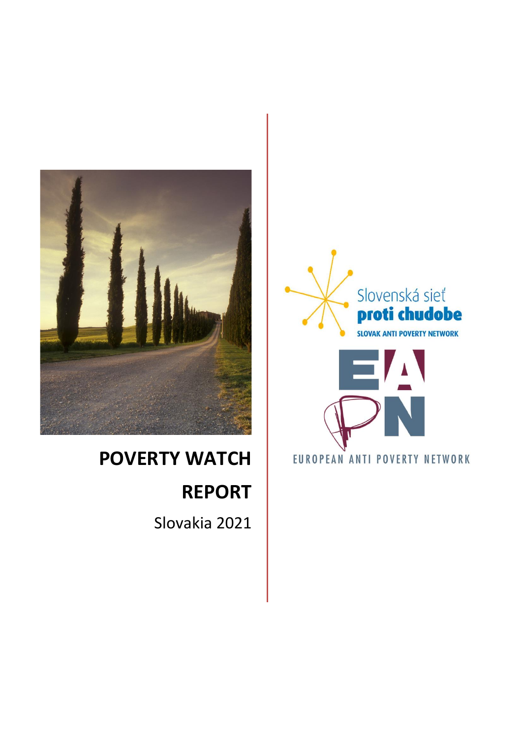# POVERTY WATCH REPORT

Slovakia 2021

Slovenská sieť proti chudobe

SLOVAK ANTI POVERTY NETWORK

EUROPEAN ANTI POVERTY NETWORK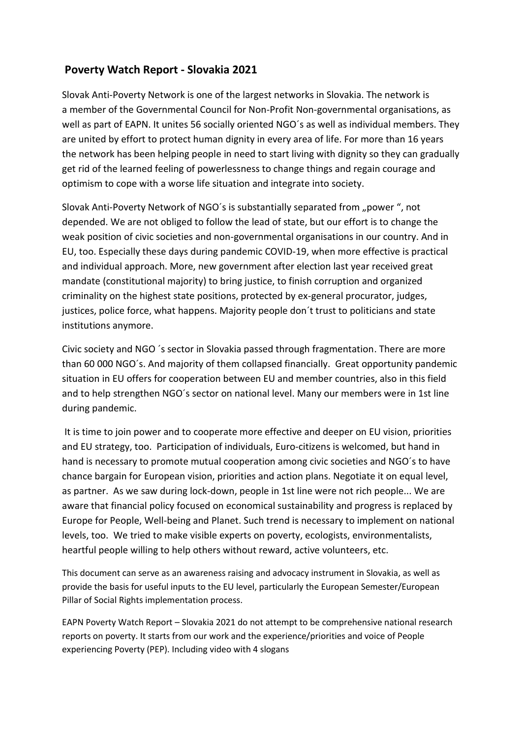## Poverty Watch Report - Slovakia 2021

Slovak Anti-Poverty Network is one of the largest networks in Slovakia. The network is a member of the Governmental Council for Non-Profit Non-governmental organisations, as well as part of EAPN. It unites 56 socially oriented NGO´s as well as individual members. They are united by effort to protect human dignity in every area of life. For more than 16 years the network has been helping people in need to start living with dignity so they can gradually get rid of the learned feeling of powerlessness to change things and regain courage and optimism to cope with a worse life situation and integrate into society.

Slovak Anti-Poverty Network of NGO´s is substantially separated from „power ", not depended. We are not obliged to follow the lead of state, but our effort is to change the weak position of civic societies and non-governmental organisations in our country. And in EU, too. Especially these days during pandemic COVID-19, when more effective is practical and individual approach. More, new government after election last year received great mandate (constitutional majority) to bring justice, to finish corruption and organized criminality on the highest state positions, protected by ex-general procurator, judges, justices, police force, what happens. Majority people don´t trust to politicians and state institutions anymore.

Civic society and NGO ´s sector in Slovakia passed through fragmentation. There are more than 60 000 NGO´s. And majority of them collapsed financially. Great opportunity pandemic situation in EU offers for cooperation between EU and member countries, also in this field and to help strengthen NGO´s sector on national level. Many our members were in 1st line during pandemic.

It is time to join power and to cooperate more effective and deeper on EU vision, priorities and EU strategy, too. Participation of individuals, Euro-citizens is welcomed, but hand in hand is necessary to promote mutual cooperation among civic societies and NGO´s to have chance bargain for European vision, priorities and action plans. Negotiate it on equal level, as partner. As we saw during lock-down, people in 1st line were not rich people... We are aware that financial policy focused on economical sustainability and progress is replaced by Europe for People, Well-being and Planet. Such trend is necessary to implement on national levels, too. We tried to make visible experts on poverty, ecologists, environmentalists, heartful people willing to help others without reward, active volunteers, etc.

This document can serve as an awareness raising and advocacy instrument in Slovakia, as well as provide the basis for useful inputs to the EU level, particularly the European Semester/European Pillar of Social Rights implementation process.

EAPN Poverty Watch Report – Slovakia 2021 do not attempt to be comprehensive national research reports on poverty. It starts from our work and the experience/priorities and voice of People experiencing Poverty (PEP). Including video with 4 slogans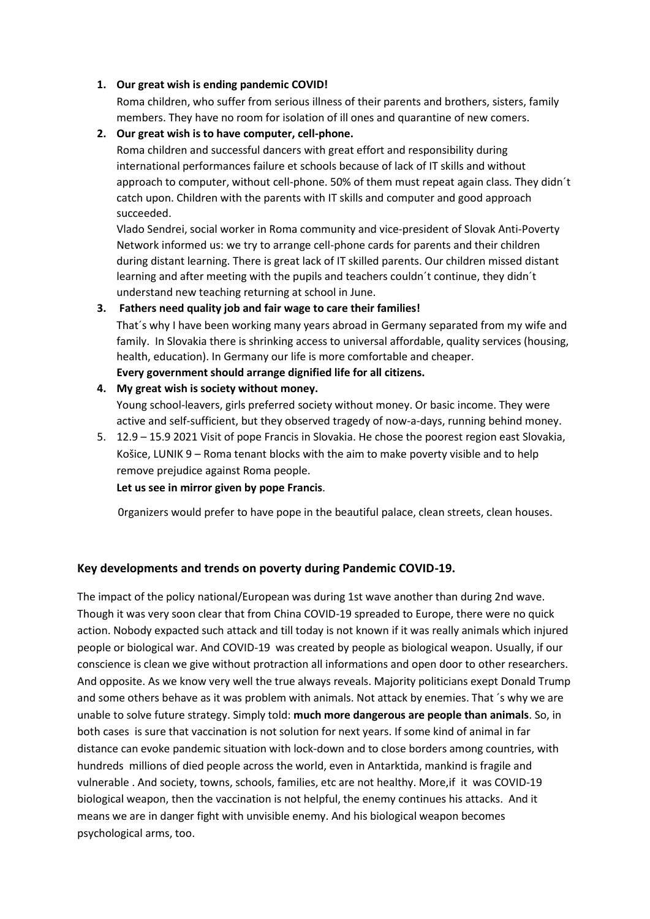1. **Our great wish is ending pandemic COVID!**

   Roma children, who suffer from serious illness of their parents and brothers, sisters, family members. They have no room for isolation of ill ones and quarantine of new comers.

2. **Our great wish is to have computer, cell-phone.**

   Roma children and successful dancers with great effort and responsibility during international performances failure et schools because of lack of IT skills and without approach to computer, without cell-phone. 50% of them must repeat again class. They didn´t catch upon. Children with the parents with IT skills and computer and good approach succeeded.

   Vlado Sendrei, social worker in Roma community and vice-president of Slovak Anti-Poverty Network informed us: we try to arrange cell-phone cards for parents and their children during distant learning. There is great lack of IT skilled parents. Our children missed distant learning and after meeting with the pupils and teachers couldn´t continue, they didn´t understand new teaching returning at school in June.

3. **Fathers need quality job and fair wage to care their families!**

   That´s why I have been working many years abroad in Germany separated from my wife and family. In Slovakia there is shrinking access to universal affordable, quality services (housing, health, education). In Germany our life is more comfortable and cheaper.

   **Every government should arrange dignified life for all citizens.**

4. **My great wish is society without money.**

   Young school-leavers, girls preferred society without money. Or basic income. They were active and self-sufficient, but they observed tragedy of now-a-days, running behind money.

5. 12.9 – 15.9 2021 Visit of pope Francis in Slovakia. He chose the poorest region east Slovakia, Košice, LUNIK 9 – Roma tenant blocks with the aim to make poverty visible and to help remove prejudice against Roma people.

   **Let us see in mirror given by pope Francis**.

   0rganizers would prefer to have pope in the beautiful palace, clean streets, clean houses.

## Key developments and trends on poverty during Pandemic COVID-19.

The impact of the policy national/European was during 1st wave another than during 2nd wave. Though it was very soon clear that from China COVID-19 spreaded to Europe, there were no quick action. Nobody expacted such attack and till today is not known if it was really animals which injured people or biological war. And COVID-19 was created by people as biological weapon. Usually, if our conscience is clean we give without protraction all informations and open door to other researchers. And opposite. As we know very well the true always reveals. Majority politicians exept Donald Trump and some others behave as it was problem with animals. Not attack by enemies. That ´s why we are unable to solve future strategy. Simply told: **much more dangerous are people than animals**. So, in both cases is sure that vaccination is not solution for next years. If some kind of animal in far distance can evoke pandemic situation with lock-down and to close borders among countries, with hundreds millions of died people across the world, even in Antarktida, mankind is fragile and vulnerable . And society, towns, schools, families, etc are not healthy. More,if it was COVID-19 biological weapon, then the vaccination is not helpful, the enemy continues his attacks. And it means we are in danger fight with unvisible enemy. And his biological weapon becomes psychological arms, too.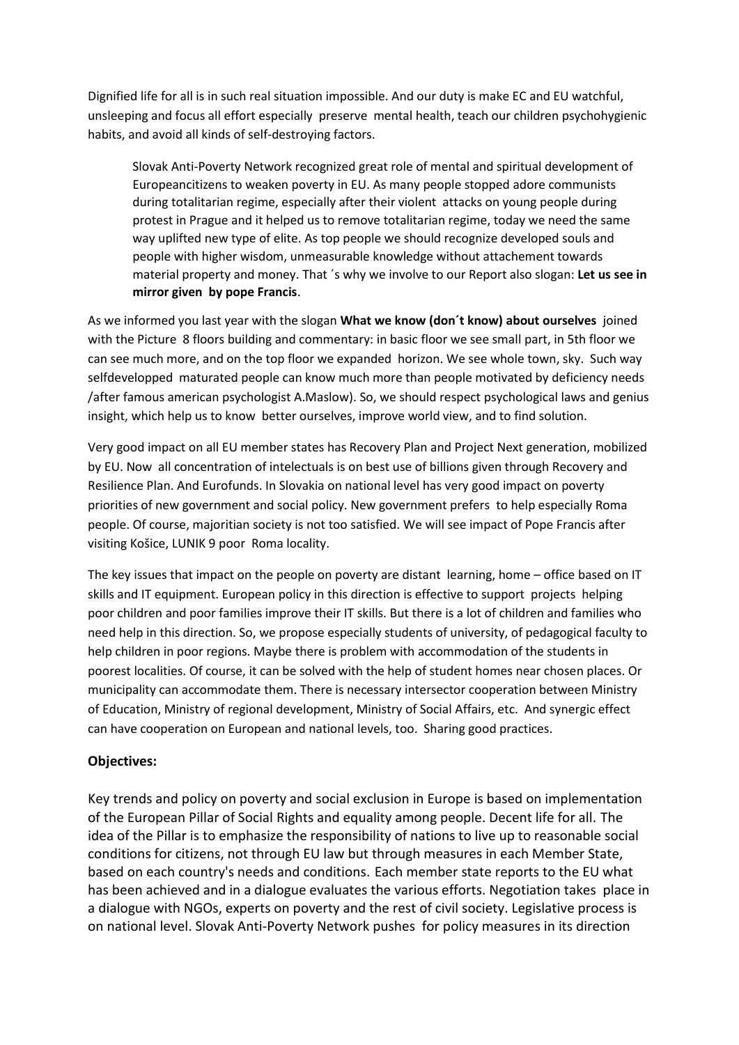Dignified life for all is in such real situation impossible. And our duty is make EC and EU watchful, unsleeping and focus all effort especially preserve mental health, teach our children psychohygienic habits, and avoid all kinds of self-destroying factors.

> Slovak Anti-Poverty Network recognized great role of mental and spiritual development of Europeancitizens to weaken poverty in EU. As many people stopped adore communists during totalitarian regime, especially after their violent attacks on young people during protest in Prague and it helped us to remove totalitarian regime, today we need the same way uplifted new type of elite. As top people we should recognize developed souls and people with higher wisdom, unmeasurable knowledge without attachement towards material property and money. That ´s why we involve to our Report also slogan: **Let us see in mirror given by pope Francis**.

As we informed you last year with the slogan **What we know (don´t know) about ourselves** joined with the Picture 8 floors building and commentary: in basic floor we see small part, in 5th floor we can see much more, and on the top floor we expanded horizon. We see whole town, sky. Such way selfdevelopped maturated people can know much more than people motivated by deficiency needs /after famous american psychologist A.Maslow). So, we should respect psychological laws and genius insight, which help us to know better ourselves, improve world view, and to find solution.

Very good impact on all EU member states has Recovery Plan and Project Next generation, mobilized by EU. Now all concentration of intelectuals is on best use of billions given through Recovery and Resilience Plan. And Eurofunds. In Slovakia on national level has very good impact on poverty priorities of new government and social policy. New government prefers to help especially Roma people. Of course, majoritian society is not too satisfied. We will see impact of Pope Francis after visiting Košice, LUNIK 9 poor Roma locality.

The key issues that impact on the people on poverty are distant learning, home – office based on IT skills and IT equipment. European policy in this direction is effective to support projects helping poor children and poor families improve their IT skills. But there is a lot of children and families who need help in this direction. So, we propose especially students of university, of pedagogical faculty to help children in poor regions. Maybe there is problem with accommodation of the students in poorest localities. Of course, it can be solved with the help of student homes near chosen places. Or municipality can accommodate them. There is necessary intersector cooperation between Ministry of Education, Ministry of regional development, Ministry of Social Affairs, etc. And synergic effect can have cooperation on European and national levels, too. Sharing good practices.

## Objectives:

Key trends and policy on poverty and social exclusion in Europe is based on implementation of the European Pillar of Social Rights and equality among people. Decent life for all. The idea of the Pillar is to emphasize the responsibility of nations to live up to reasonable social conditions for citizens, not through EU law but through measures in each Member State, based on each country's needs and conditions. Each member state reports to the EU what has been achieved and in a dialogue evaluates the various efforts. Negotiation takes place in a dialogue with NGOs, experts on poverty and the rest of civil society. Legislative process is on national level. Slovak Anti-Poverty Network pushes for policy measures in its direction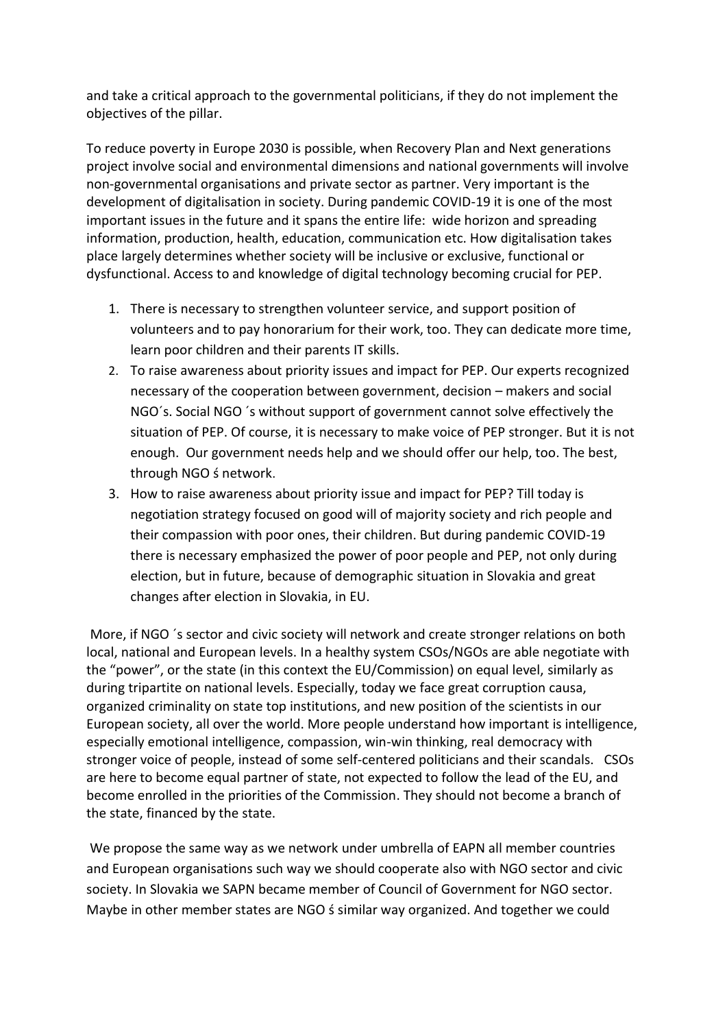and take a critical approach to the governmental politicians, if they do not implement the objectives of the pillar.

To reduce poverty in Europe 2030 is possible, when Recovery Plan and Next generations project involve social and environmental dimensions and national governments will involve non-governmental organisations and private sector as partner. Very important is the development of digitalisation in society. During pandemic COVID-19 it is one of the most important issues in the future and it spans the entire life: wide horizon and spreading information, production, health, education, communication etc. How digitalisation takes place largely determines whether society will be inclusive or exclusive, functional or dysfunctional. Access to and knowledge of digital technology becoming crucial for PEP.

1. There is necessary to strengthen volunteer service, and support position of volunteers and to pay honorarium for their work, too. They can dedicate more time, learn poor children and their parents IT skills.
2. To raise awareness about priority issues and impact for PEP. Our experts recognized necessary of the cooperation between government, decision – makers and social NGO´s. Social NGO ´s without support of government cannot solve effectively the situation of PEP. Of course, it is necessary to make voice of PEP stronger. But it is not enough. Our government needs help and we should offer our help, too. The best, through NGO ś network.
3. How to raise awareness about priority issue and impact for PEP? Till today is negotiation strategy focused on good will of majority society and rich people and their compassion with poor ones, their children. But during pandemic COVID-19 there is necessary emphasized the power of poor people and PEP, not only during election, but in future, because of demographic situation in Slovakia and great changes after election in Slovakia, in EU.

More, if NGO ´s sector and civic society will network and create stronger relations on both local, national and European levels. In a healthy system CSOs/NGOs are able negotiate with the "power", or the state (in this context the EU/Commission) on equal level, similarly as during tripartite on national levels. Especially, today we face great corruption causa, organized criminality on state top institutions, and new position of the scientists in our European society, all over the world. More people understand how important is intelligence, especially emotional intelligence, compassion, win-win thinking, real democracy with stronger voice of people, instead of some self-centered politicians and their scandals. CSOs are here to become equal partner of state, not expected to follow the lead of the EU, and become enrolled in the priorities of the Commission. They should not become a branch of the state, financed by the state.

We propose the same way as we network under umbrella of EAPN all member countries and European organisations such way we should cooperate also with NGO sector and civic society. In Slovakia we SAPN became member of Council of Government for NGO sector. Maybe in other member states are NGO ś similar way organized. And together we could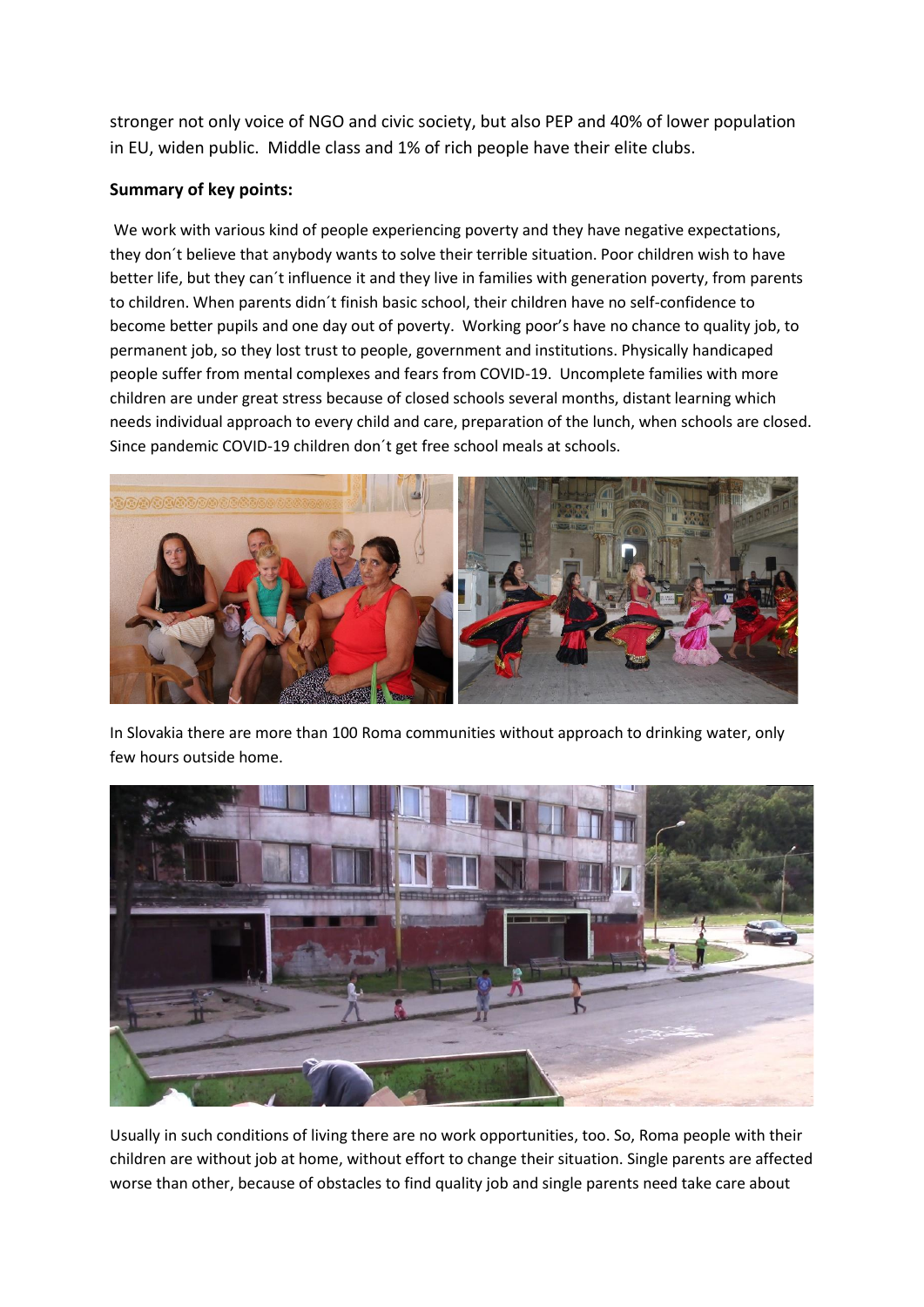stronger not only voice of NGO and civic society, but also PEP and 40% of lower population in EU, widen public. Middle class and 1% of rich people have their elite clubs.

**Summary of key points:**

We work with various kind of people experiencing poverty and they have negative expectations, they don´t believe that anybody wants to solve their terrible situation. Poor children wish to have better life, but they can´t influence it and they live in families with generation poverty, from parents to children. When parents didn´t finish basic school, their children have no self-confidence to become better pupils and one day out of poverty. Working poor's have no chance to quality job, to permanent job, so they lost trust to people, government and institutions. Physically handicaped people suffer from mental complexes and fears from COVID-19. Uncomplete families with more children are under great stress because of closed schools several months, distant learning which needs individual approach to every child and care, preparation of the lunch, when schools are closed. Since pandemic COVID-19 children don´t get free school meals at schools.

In Slovakia there are more than 100 Roma communities without approach to drinking water, only few hours outside home.

Usually in such conditions of living there are no work opportunities, too. So, Roma people with their children are without job at home, without effort to change their situation. Single parents are affected worse than other, because of obstacles to find quality job and single parents need take care about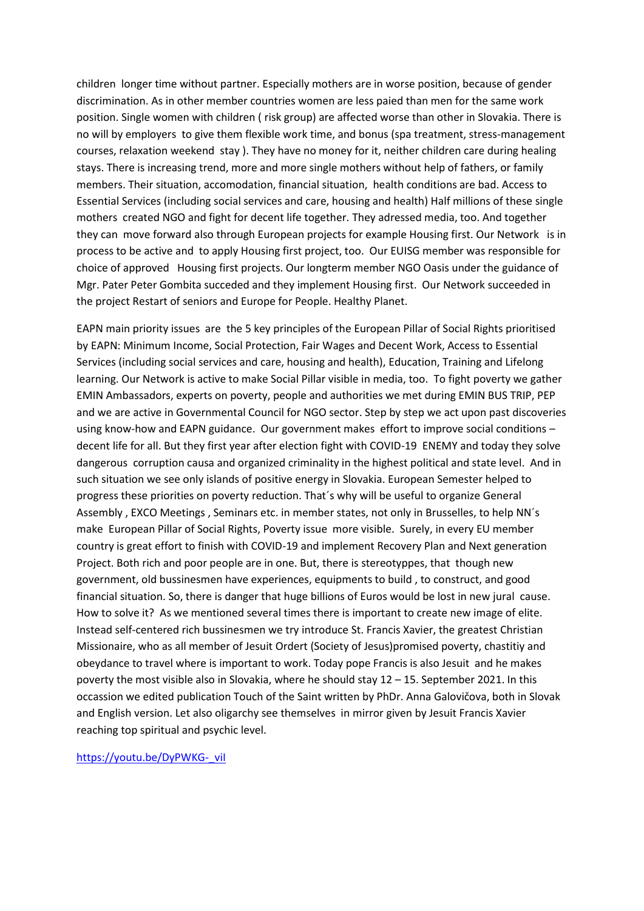children  longer time without partner. Especially mothers are in worse position, because of gender discrimination. As in other member countries women are less paied than men for the same work position. Single women with children ( risk group) are affected worse than other in Slovakia. There is no will by employers  to give them flexible work time, and bonus (spa treatment, stress-management courses, relaxation weekend  stay ). They have no money for it, neither children care during healing stays. There is increasing trend, more and more single mothers without help of fathers, or family members. Their situation, accomodation, financial situation,  health conditions are bad. Access to Essential Services (including social services and care, housing and health) Half millions of these single mothers  created NGO and fight for decent life together. They adressed media, too. And together they can  move forward also through European projects for example Housing first. Our Network   is in process to be active and  to apply Housing first project, too.  Our EUISG member was responsible for choice of approved   Housing first projects. Our longterm member NGO Oasis under the guidance of Mgr. Pater Peter Gombita succeded and they implement Housing first.  Our Network succeeded in the project Restart of seniors and Europe for People. Healthy Planet.

EAPN main priority issues  are  the 5 key principles of the European Pillar of Social Rights prioritised by EAPN: Minimum Income, Social Protection, Fair Wages and Decent Work, Access to Essential Services (including social services and care, housing and health), Education, Training and Lifelong learning. Our Network is active to make Social Pillar visible in media, too.  To fight poverty we gather EMIN Ambassadors, experts on poverty, people and authorities we met during EMIN BUS TRIP, PEP and we are active in Governmental Council for NGO sector. Step by step we act upon past discoveries using know-how and EAPN guidance.  Our government makes  effort to improve social conditions – decent life for all. But they first year after election fight with COVID-19  ENEMY and today they solve dangerous  corruption causa and organized criminality in the highest political and state level.  And in such situation we see only islands of positive energy in Slovakia. European Semester helped to progress these priorities on poverty reduction. That´s why will be useful to organize General Assembly , EXCO Meetings , Seminars etc. in member states, not only in Brusselles, to help NN´s make  European Pillar of Social Rights, Poverty issue  more visible.  Surely, in every EU member country is great effort to finish with COVID-19 and implement Recovery Plan and Next generation Project. Both rich and poor people are in one. But, there is stereotyppes, that  though new government, old bussinesmen have experiences, equipments to build , to construct, and good financial situation. So, there is danger that huge billions of Euros would be lost in new jural  cause. How to solve it?  As we mentioned several times there is important to create new image of elite. Instead self-centered rich bussinesmen we try introduce St. Francis Xavier, the greatest Christian Missionaire, who as all member of Jesuit Ordert (Society of Jesus)promised poverty, chastitiy and obeydance to travel where is important to work. Today pope Francis is also Jesuit  and he makes poverty the most visible also in Slovakia, where he should stay 12 – 15. September 2021. In this occassion we edited publication Touch of the Saint written by PhDr. Anna Galovičova, both in Slovak and English version. Let also oligarchy see themselves  in mirror given by Jesuit Francis Xavier reaching top spiritual and psychic level.

https://youtu.be/DyPWKG-_viI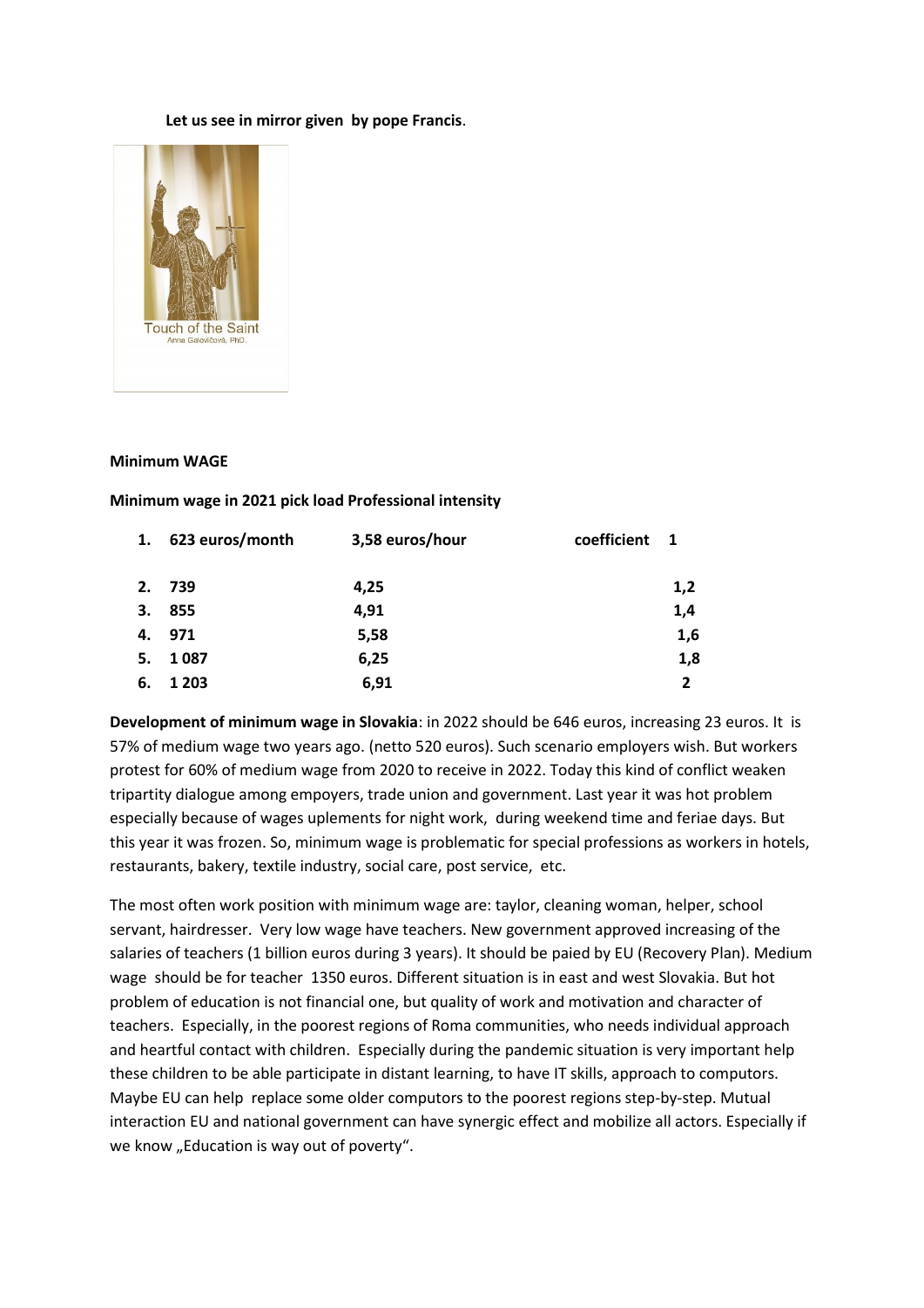**Let us see in mirror given by pope Francis**.

**Minimum WAGE**

**Minimum wage in 2021 pick load Professional intensity**

| | euros/month | euros/hour | coefficient |
|---|---|---|---|
| 1. | 623 euros/month | 3,58 euros/hour | 1 |
| 2. | 739 | 4,25 | 1,2 |
| 3. | 855 | 4,91 | 1,4 |
| 4. | 971 | 5,58 | 1,6 |
| 5. | 1 087 | 6,25 | 1,8 |
| 6. | 1 203 | 6,91 | 2 |

**Development of minimum wage in Slovakia**: in 2022 should be 646 euros, increasing 23 euros. It is 57% of medium wage two years ago. (netto 520 euros). Such scenario employers wish. But workers protest for 60% of medium wage from 2020 to receive in 2022. Today this kind of conflict weaken tripartity dialogue among empoyers, trade union and government. Last year it was hot problem especially because of wages uplements for night work, during weekend time and feriae days. But this year it was frozen. So, minimum wage is problematic for special professions as workers in hotels, restaurants, bakery, textile industry, social care, post service, etc.

The most often work position with minimum wage are: taylor, cleaning woman, helper, school servant, hairdresser. Very low wage have teachers. New government approved increasing of the salaries of teachers (1 billion euros during 3 years). It should be paied by EU (Recovery Plan). Medium wage should be for teacher 1350 euros. Different situation is in east and west Slovakia. But hot problem of education is not financial one, but quality of work and motivation and character of teachers. Especially, in the poorest regions of Roma communities, who needs individual approach and heartful contact with children. Especially during the pandemic situation is very important help these children to be able participate in distant learning, to have IT skills, approach to computors. Maybe EU can help replace some older computors to the poorest regions step-by-step. Mutual interaction EU and national government can have synergic effect and mobilize all actors. Especially if we know „Education is way out of poverty".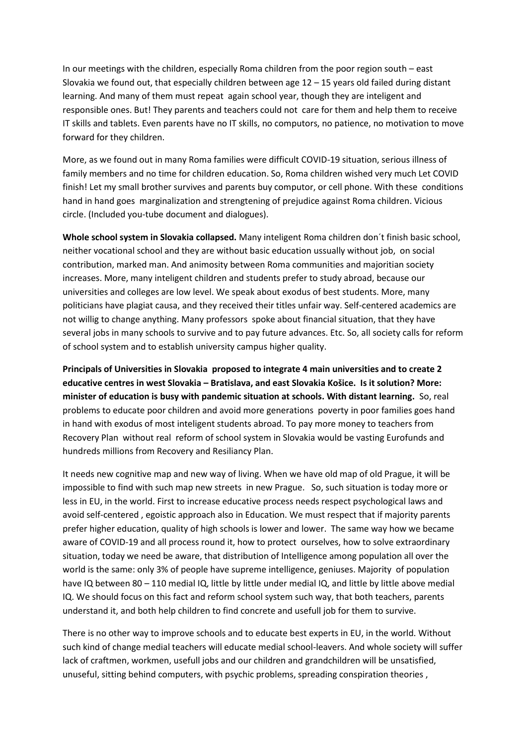In our meetings with the children, especially Roma children from the poor region south – east Slovakia we found out, that especially children between age 12 – 15 years old failed during distant learning. And many of them must repeat again school year, though they are inteligent and responsible ones. But! They parents and teachers could not care for them and help them to receive IT skills and tablets. Even parents have no IT skills, no computors, no patience, no motivation to move forward for they children.

More, as we found out in many Roma families were difficult COVID-19 situation, serious illness of family members and no time for children education. So, Roma children wished very much Let COVID finish! Let my small brother survives and parents buy computor, or cell phone. With these conditions hand in hand goes marginalization and strengtening of prejudice against Roma children. Vicious circle. (Included you-tube document and dialogues).

**Whole school system in Slovakia collapsed.** Many inteligent Roma children don´t finish basic school, neither vocational school and they are without basic education ussually without job, on social contribution, marked man. And animosity between Roma communities and majoritian society increases. More, many inteligent children and students prefer to study abroad, because our universities and colleges are low level. We speak about exodus of best students. More, many politicians have plagiat causa, and they received their titles unfair way. Self-centered academics are not willig to change anything. Many professors spoke about financial situation, that they have several jobs in many schools to survive and to pay future advances. Etc. So, all society calls for reform of school system and to establish university campus higher quality.

**Principals of Universities in Slovakia proposed to integrate 4 main universities and to create 2 educative centres in west Slovakia – Bratislava, and east Slovakia Košice. Is it solution? More: minister of education is busy with pandemic situation at schools. With distant learning.** So, real problems to educate poor children and avoid more generations poverty in poor families goes hand in hand with exodus of most inteligent students abroad. To pay more money to teachers from Recovery Plan without real reform of school system in Slovakia would be vasting Eurofunds and hundreds millions from Recovery and Resiliancy Plan.

It needs new cognitive map and new way of living. When we have old map of old Prague, it will be impossible to find with such map new streets in new Prague. So, such situation is today more or less in EU, in the world. First to increase educative process needs respect psychological laws and avoid self-centered , egoistic approach also in Education. We must respect that if majority parents prefer higher education, quality of high schools is lower and lower. The same way how we became aware of COVID-19 and all process round it, how to protect ourselves, how to solve extraordinary situation, today we need be aware, that distribution of Intelligence among population all over the world is the same: only 3% of people have supreme intelligence, geniuses. Majority of population have IQ between 80 – 110 medial IQ, little by little under medial IQ, and little by little above medial IQ. We should focus on this fact and reform school system such way, that both teachers, parents understand it, and both help children to find concrete and usefull job for them to survive.

There is no other way to improve schools and to educate best experts in EU, in the world. Without such kind of change medial teachers will educate medial school-leavers. And whole society will suffer lack of craftmen, workmen, usefull jobs and our children and grandchildren will be unsatisfied, unuseful, sitting behind computers, with psychic problems, spreading conspiration theories ,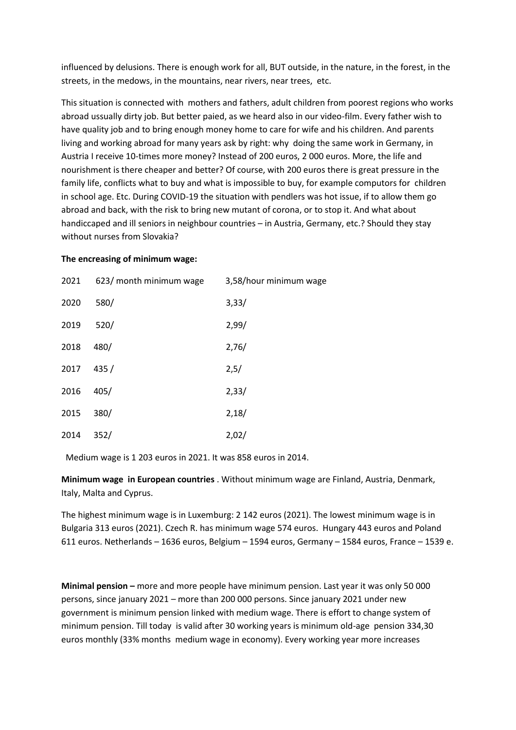influenced by delusions. There is enough work for all, BUT outside, in the nature, in the forest, in the streets, in the medows, in the mountains, near rivers, near trees, etc.

This situation is connected with mothers and fathers, adult children from poorest regions who works abroad ussually dirty job. But better paied, as we heard also in our video-film. Every father wish to have quality job and to bring enough money home to care for wife and his children. And parents living and working abroad for many years ask by right: why doing the same work in Germany, in Austria I receive 10-times more money? Instead of 200 euros, 2 000 euros. More, the life and nourishment is there cheaper and better? Of course, with 200 euros there is great pressure in the family life, conflicts what to buy and what is impossible to buy, for example computors for children in school age. Etc. During COVID-19 the situation with pendlers was hot issue, if to allow them go abroad and back, with the risk to bring new mutant of corona, or to stop it. And what about handiccaped and ill seniors in neighbour countries – in Austria, Germany, etc.? Should they stay without nurses from Slovakia?

**The encreasing of minimum wage:**

| | | |
|---|---|---|
| 2021 | 623/ month minimum wage | 3,58/hour minimum wage |
| 2020 | 580/ | 3,33/ |
| 2019 | 520/ | 2,99/ |
| 2018 | 480/ | 2,76/ |
| 2017 | 435 / | 2,5/ |
| 2016 | 405/ | 2,33/ |
| 2015 | 380/ | 2,18/ |
| 2014 | 352/ | 2,02/ |

Medium wage is 1 203 euros in 2021. It was 858 euros in 2014.

**Minimum wage in European countries** . Without minimum wage are Finland, Austria, Denmark, Italy, Malta and Cyprus.

The highest minimum wage is in Luxemburg: 2 142 euros (2021). The lowest minimum wage is in Bulgaria 313 euros (2021). Czech R. has minimum wage 574 euros. Hungary 443 euros and Poland 611 euros. Netherlands – 1636 euros, Belgium – 1594 euros, Germany – 1584 euros, France – 1539 e.

**Minimal pension –** more and more people have minimum pension. Last year it was only 50 000 persons, since january 2021 – more than 200 000 persons. Since january 2021 under new government is minimum pension linked with medium wage. There is effort to change system of minimum pension. Till today is valid after 30 working years is minimum old-age pension 334,30 euros monthly (33% months medium wage in economy). Every working year more increases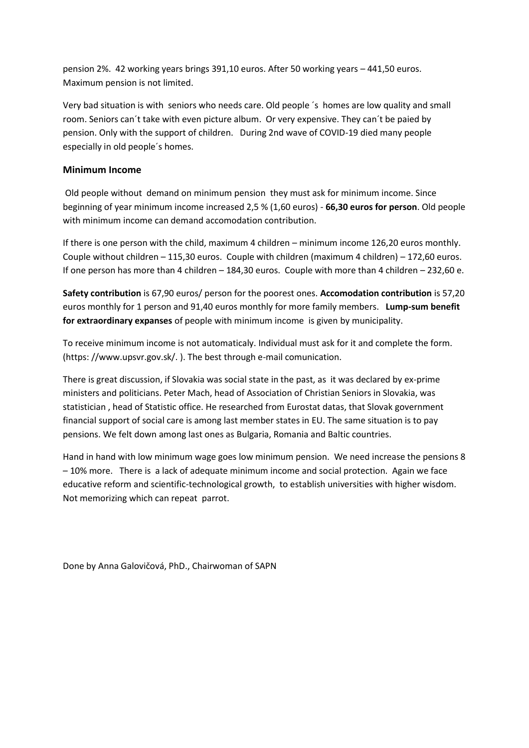pension 2%. 42 working years brings 391,10 euros. After 50 working years – 441,50 euros. Maximum pension is not limited.

Very bad situation is with seniors who needs care. Old people´s homes are low quality and small room. Seniors can´t take with even picture album. Or very expensive. They can´t be paied by pension. Only with the support of children. During 2nd wave of COVID-19 died many people especially in old people´s homes.

### Minimum Income

Old people without demand on minimum pension they must ask for minimum income. Since beginning of year minimum income increased 2,5 % (1,60 euros) - **66,30 euros for person**. Old people with minimum income can demand accomodation contribution.

If there is one person with the child, maximum 4 children – minimum income 126,20 euros monthly. Couple without children – 115,30 euros. Couple with children (maximum 4 children) – 172,60 euros. If one person has more than 4 children – 184,30 euros. Couple with more than 4 children – 232,60 e.

**Safety contribution** is 67,90 euros/ person for the poorest ones. **Accomodation contribution** is 57,20 euros monthly for 1 person and 91,40 euros monthly for more family members. **Lump-sum benefit for extraordinary expanses** of people with minimum income is given by municipality.

To receive minimum income is not automaticaly. Individual must ask for it and complete the form. (https: //www.upsvr.gov.sk/. ). The best through e-mail comunication.

There is great discussion, if Slovakia was social state in the past, as it was declared by ex-prime ministers and politicians. Peter Mach, head of Association of Christian Seniors in Slovakia, was statistician , head of Statistic office. He researched from Eurostat datas, that Slovak government financial support of social care is among last member states in EU. The same situation is to pay pensions. We felt down among last ones as Bulgaria, Romania and Baltic countries.

Hand in hand with low minimum wage goes low minimum pension. We need increase the pensions 8 – 10% more. There is a lack of adequate minimum income and social protection. Again we face educative reform and scientific-technological growth, to establish universities with higher wisdom. Not memorizing which can repeat parrot.

Done by Anna Galovičová, PhD., Chairwoman of SAPN